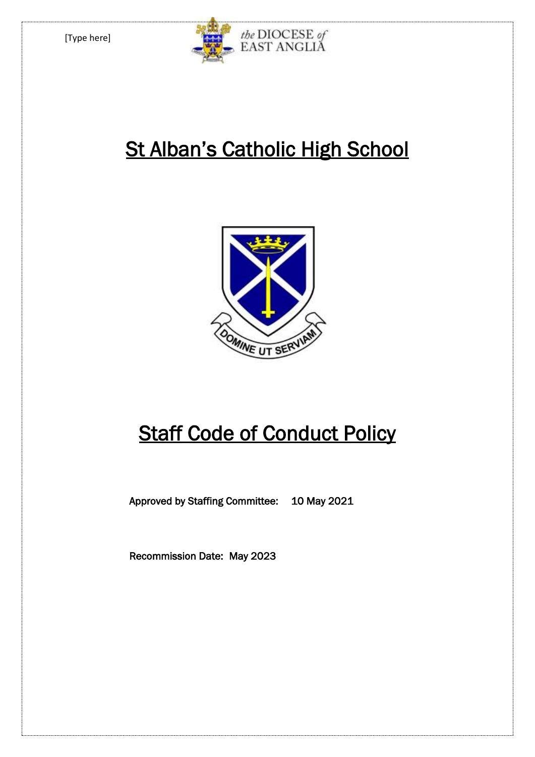[Type here]

the DIOCESE of EAST ANGLIA

# St Alban's Catholic High School

DOMINE UT SERVIAM

# Staff Code of Conduct Policy

**Approved by Staffing Committee:** 10 May 2021

**Recommission Date:** May 2023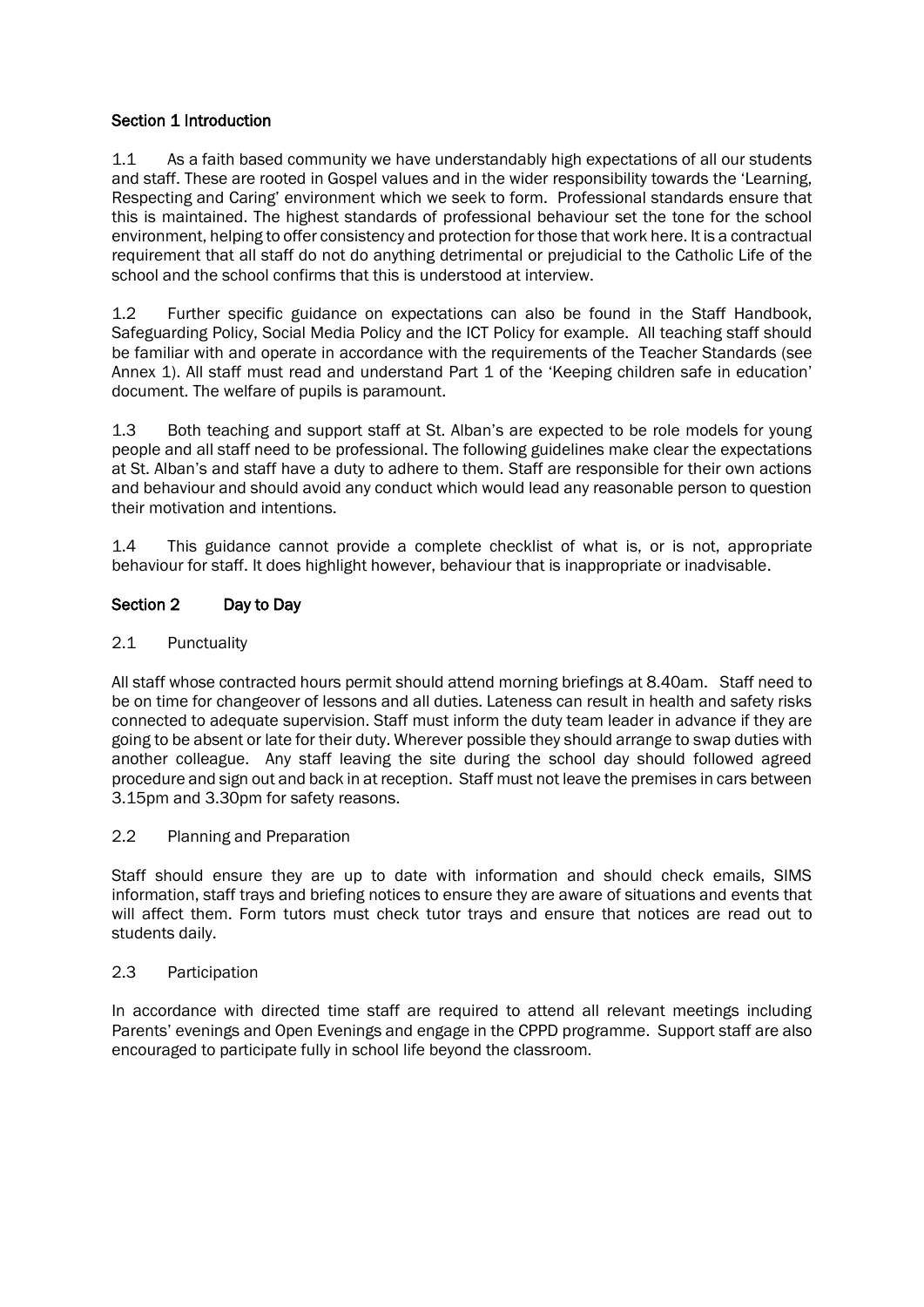## Section 1 Introduction

1.1 As a faith based community we have understandably high expectations of all our students and staff. These are rooted in Gospel values and in the wider responsibility towards the 'Learning, Respecting and Caring' environment which we seek to form. Professional standards ensure that this is maintained. The highest standards of professional behaviour set the tone for the school environment, helping to offer consistency and protection for those that work here. It is a contractual requirement that all staff do not do anything detrimental or prejudicial to the Catholic Life of the school and the school confirms that this is understood at interview.

1.2 Further specific guidance on expectations can also be found in the Staff Handbook, Safeguarding Policy, Social Media Policy and the ICT Policy for example. All teaching staff should be familiar with and operate in accordance with the requirements of the Teacher Standards (see Annex 1). All staff must read and understand Part 1 of the 'Keeping children safe in education' document. The welfare of pupils is paramount.

1.3 Both teaching and support staff at St. Alban's are expected to be role models for young people and all staff need to be professional. The following guidelines make clear the expectations at St. Alban's and staff have a duty to adhere to them. Staff are responsible for their own actions and behaviour and should avoid any conduct which would lead any reasonable person to question their motivation and intentions.

1.4 This guidance cannot provide a complete checklist of what is, or is not, appropriate behaviour for staff. It does highlight however, behaviour that is inappropriate or inadvisable.

## Section 2 Day to Day

### 2.1 Punctuality

All staff whose contracted hours permit should attend morning briefings at 8.40am. Staff need to be on time for changeover of lessons and all duties. Lateness can result in health and safety risks connected to adequate supervision. Staff must inform the duty team leader in advance if they are going to be absent or late for their duty. Wherever possible they should arrange to swap duties with another colleague. Any staff leaving the site during the school day should followed agreed procedure and sign out and back in at reception. Staff must not leave the premises in cars between 3.15pm and 3.30pm for safety reasons.

### 2.2 Planning and Preparation

Staff should ensure they are up to date with information and should check emails, SIMS information, staff trays and briefing notices to ensure they are aware of situations and events that will affect them. Form tutors must check tutor trays and ensure that notices are read out to students daily.

### 2.3 Participation

In accordance with directed time staff are required to attend all relevant meetings including Parents' evenings and Open Evenings and engage in the CPPD programme. Support staff are also encouraged to participate fully in school life beyond the classroom.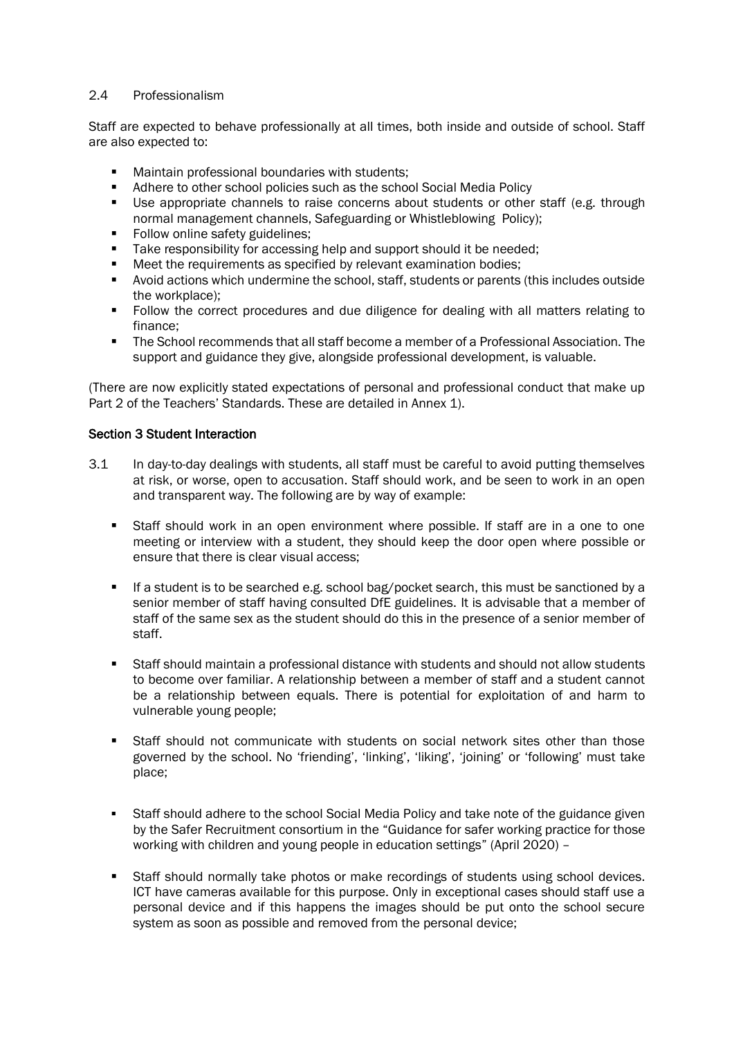2.4 Professionalism

Staff are expected to behave professionally at all times, both inside and outside of school. Staff are also expected to:

- Maintain professional boundaries with students;
- Adhere to other school policies such as the school Social Media Policy
- Use appropriate channels to raise concerns about students or other staff (e.g. through normal management channels, Safeguarding or Whistleblowing Policy);
- Follow online safety guidelines;
- Take responsibility for accessing help and support should it be needed;
- Meet the requirements as specified by relevant examination bodies;
- Avoid actions which undermine the school, staff, students or parents (this includes outside the workplace);
- Follow the correct procedures and due diligence for dealing with all matters relating to finance;
- The School recommends that all staff become a member of a Professional Association. The support and guidance they give, alongside professional development, is valuable.

(There are now explicitly stated expectations of personal and professional conduct that make up Part 2 of the Teachers' Standards. These are detailed in Annex 1).

## Section 3 Student Interaction

3.1 In day-to-day dealings with students, all staff must be careful to avoid putting themselves at risk, or worse, open to accusation. Staff should work, and be seen to work in an open and transparent way. The following are by way of example:

- Staff should work in an open environment where possible. If staff are in a one to one meeting or interview with a student, they should keep the door open where possible or ensure that there is clear visual access;

- If a student is to be searched e.g. school bag/pocket search, this must be sanctioned by a senior member of staff having consulted DfE guidelines. It is advisable that a member of staff of the same sex as the student should do this in the presence of a senior member of staff.

- Staff should maintain a professional distance with students and should not allow students to become over familiar. A relationship between a member of staff and a student cannot be a relationship between equals. There is potential for exploitation of and harm to vulnerable young people;

- Staff should not communicate with students on social network sites other than those governed by the school. No 'friending', 'linking', 'liking', 'joining' or 'following' must take place;

- Staff should adhere to the school Social Media Policy and take note of the guidance given by the Safer Recruitment consortium in the "Guidance for safer working practice for those working with children and young people in education settings" (April 2020) –

- Staff should normally take photos or make recordings of students using school devices. ICT have cameras available for this purpose. Only in exceptional cases should staff use a personal device and if this happens the images should be put onto the school secure system as soon as possible and removed from the personal device;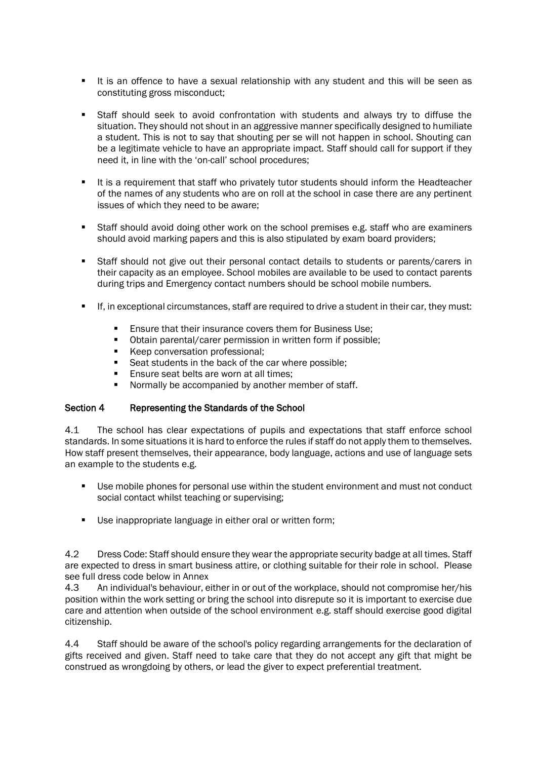- It is an offence to have a sexual relationship with any student and this will be seen as constituting gross misconduct;

- Staff should seek to avoid confrontation with students and always try to diffuse the situation. They should not shout in an aggressive manner specifically designed to humiliate a student. This is not to say that shouting per se will not happen in school. Shouting can be a legitimate vehicle to have an appropriate impact. Staff should call for support if they need it, in line with the 'on-call' school procedures;

- It is a requirement that staff who privately tutor students should inform the Headteacher of the names of any students who are on roll at the school in case there are any pertinent issues of which they need to be aware;

- Staff should avoid doing other work on the school premises e.g. staff who are examiners should avoid marking papers and this is also stipulated by exam board providers;

- Staff should not give out their personal contact details to students or parents/carers in their capacity as an employee. School mobiles are available to be used to contact parents during trips and Emergency contact numbers should be school mobile numbers.

- If, in exceptional circumstances, staff are required to drive a student in their car, they must:

  - Ensure that their insurance covers them for Business Use;
  - Obtain parental/carer permission in written form if possible;
  - Keep conversation professional;
  - Seat students in the back of the car where possible;
  - Ensure seat belts are worn at all times;
  - Normally be accompanied by another member of staff.

## Section 4 Representing the Standards of the School

4.1 The school has clear expectations of pupils and expectations that staff enforce school standards. In some situations it is hard to enforce the rules if staff do not apply them to themselves. How staff present themselves, their appearance, body language, actions and use of language sets an example to the students e.g.

- Use mobile phones for personal use within the student environment and must not conduct social contact whilst teaching or supervising;

- Use inappropriate language in either oral or written form;

4.2 Dress Code: Staff should ensure they wear the appropriate security badge at all times. Staff are expected to dress in smart business attire, or clothing suitable for their role in school. Please see full dress code below in Annex

4.3 An individual's behaviour, either in or out of the workplace, should not compromise her/his position within the work setting or bring the school into disrepute so it is important to exercise due care and attention when outside of the school environment e.g. staff should exercise good digital citizenship.

4.4 Staff should be aware of the school's policy regarding arrangements for the declaration of gifts received and given. Staff need to take care that they do not accept any gift that might be construed as wrongdoing by others, or lead the giver to expect preferential treatment.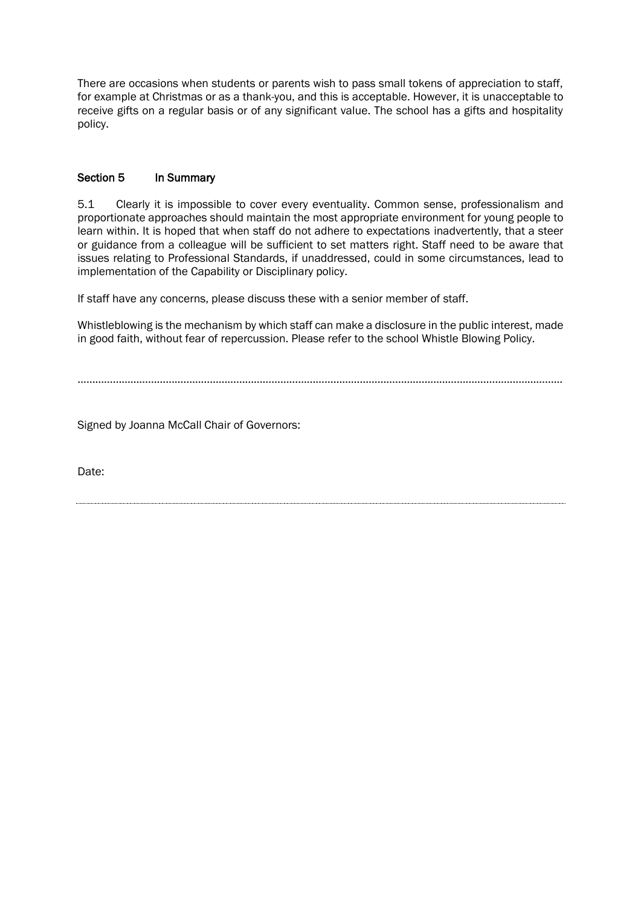There are occasions when students or parents wish to pass small tokens of appreciation to staff, for example at Christmas or as a thank-you, and this is acceptable. However, it is unacceptable to receive gifts on a regular basis or of any significant value. The school has a gifts and hospitality policy.

## Section 5 In Summary

5.1 Clearly it is impossible to cover every eventuality. Common sense, professionalism and proportionate approaches should maintain the most appropriate environment for young people to learn within. It is hoped that when staff do not adhere to expectations inadvertently, that a steer or guidance from a colleague will be sufficient to set matters right. Staff need to be aware that issues relating to Professional Standards, if unaddressed, could in some circumstances, lead to implementation of the Capability or Disciplinary policy.

If staff have any concerns, please discuss these with a senior member of staff.

Whistleblowing is the mechanism by which staff can make a disclosure in the public interest, made in good faith, without fear of repercussion. Please refer to the school Whistle Blowing Policy.

.................................................................................................................................................................

Signed by Joanna McCall Chair of Governors:

Date: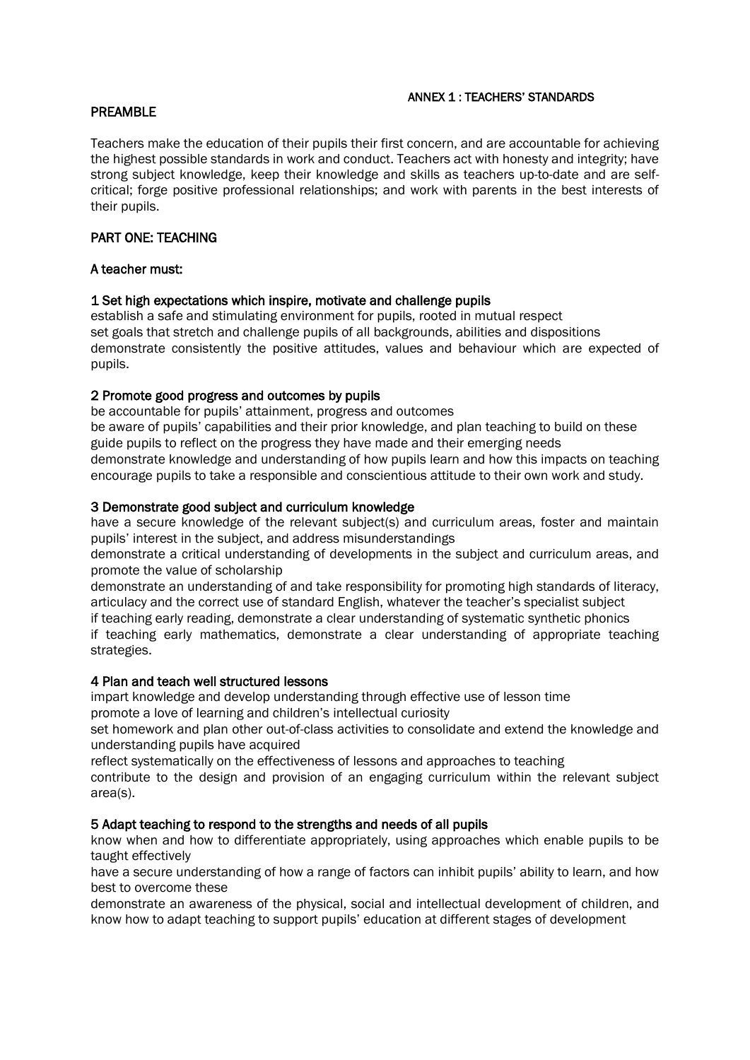## ANNEX 1 : TEACHERS' STANDARDS

## PREAMBLE

Teachers make the education of their pupils their first concern, and are accountable for achieving the highest possible standards in work and conduct. Teachers act with honesty and integrity; have strong subject knowledge, keep their knowledge and skills as teachers up-to-date and are self-critical; forge positive professional relationships; and work with parents in the best interests of their pupils.

## PART ONE: TEACHING

### A teacher must:

#### 1 Set high expectations which inspire, motivate and challenge pupils

establish a safe and stimulating environment for pupils, rooted in mutual respect
set goals that stretch and challenge pupils of all backgrounds, abilities and dispositions
demonstrate consistently the positive attitudes, values and behaviour which are expected of pupils.

#### 2 Promote good progress and outcomes by pupils

be accountable for pupils' attainment, progress and outcomes
be aware of pupils' capabilities and their prior knowledge, and plan teaching to build on these
guide pupils to reflect on the progress they have made and their emerging needs
demonstrate knowledge and understanding of how pupils learn and how this impacts on teaching
encourage pupils to take a responsible and conscientious attitude to their own work and study.

#### 3 Demonstrate good subject and curriculum knowledge

have a secure knowledge of the relevant subject(s) and curriculum areas, foster and maintain pupils' interest in the subject, and address misunderstandings
demonstrate a critical understanding of developments in the subject and curriculum areas, and promote the value of scholarship
demonstrate an understanding of and take responsibility for promoting high standards of literacy, articulacy and the correct use of standard English, whatever the teacher's specialist subject
if teaching early reading, demonstrate a clear understanding of systematic synthetic phonics
if teaching early mathematics, demonstrate a clear understanding of appropriate teaching strategies.

#### 4 Plan and teach well structured lessons

impart knowledge and develop understanding through effective use of lesson time
promote a love of learning and children's intellectual curiosity
set homework and plan other out-of-class activities to consolidate and extend the knowledge and understanding pupils have acquired
reflect systematically on the effectiveness of lessons and approaches to teaching
contribute to the design and provision of an engaging curriculum within the relevant subject area(s).

#### 5 Adapt teaching to respond to the strengths and needs of all pupils

know when and how to differentiate appropriately, using approaches which enable pupils to be taught effectively
have a secure understanding of how a range of factors can inhibit pupils' ability to learn, and how best to overcome these
demonstrate an awareness of the physical, social and intellectual development of children, and know how to adapt teaching to support pupils' education at different stages of development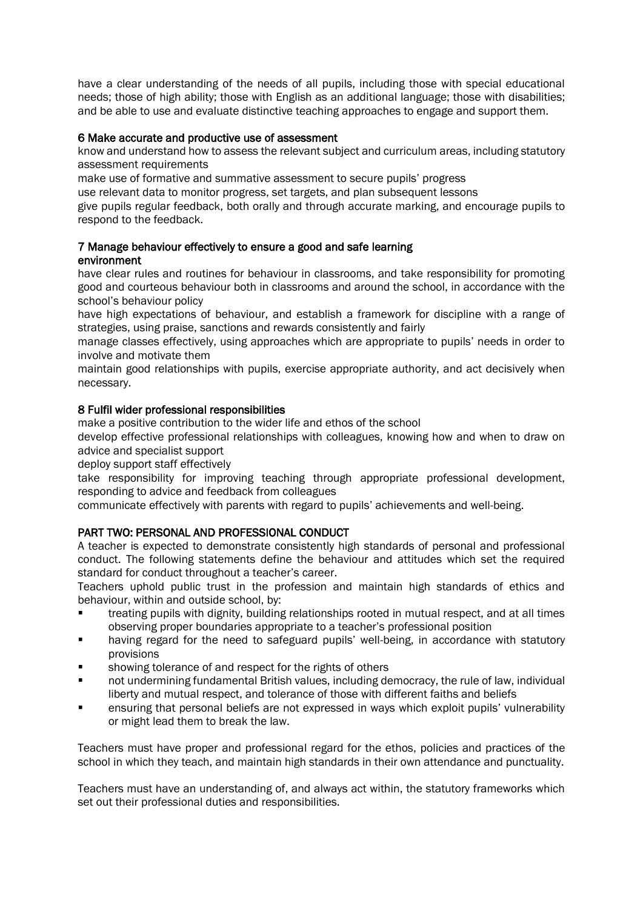have a clear understanding of the needs of all pupils, including those with special educational needs; those of high ability; those with English as an additional language; those with disabilities; and be able to use and evaluate distinctive teaching approaches to engage and support them.

### 6 Make accurate and productive use of assessment

know and understand how to assess the relevant subject and curriculum areas, including statutory assessment requirements

make use of formative and summative assessment to secure pupils' progress

use relevant data to monitor progress, set targets, and plan subsequent lessons

give pupils regular feedback, both orally and through accurate marking, and encourage pupils to respond to the feedback.

### 7 Manage behaviour effectively to ensure a good and safe learning environment

have clear rules and routines for behaviour in classrooms, and take responsibility for promoting good and courteous behaviour both in classrooms and around the school, in accordance with the school's behaviour policy

have high expectations of behaviour, and establish a framework for discipline with a range of strategies, using praise, sanctions and rewards consistently and fairly

manage classes effectively, using approaches which are appropriate to pupils' needs in order to involve and motivate them

maintain good relationships with pupils, exercise appropriate authority, and act decisively when necessary.

### 8 Fulfil wider professional responsibilities

make a positive contribution to the wider life and ethos of the school

develop effective professional relationships with colleagues, knowing how and when to draw on advice and specialist support

deploy support staff effectively

take responsibility for improving teaching through appropriate professional development, responding to advice and feedback from colleagues

communicate effectively with parents with regard to pupils' achievements and well-being.

## PART TWO: PERSONAL AND PROFESSIONAL CONDUCT

A teacher is expected to demonstrate consistently high standards of personal and professional conduct. The following statements define the behaviour and attitudes which set the required standard for conduct throughout a teacher's career.

Teachers uphold public trust in the profession and maintain high standards of ethics and behaviour, within and outside school, by:

- treating pupils with dignity, building relationships rooted in mutual respect, and at all times observing proper boundaries appropriate to a teacher's professional position
- having regard for the need to safeguard pupils' well-being, in accordance with statutory provisions
- showing tolerance of and respect for the rights of others
- not undermining fundamental British values, including democracy, the rule of law, individual liberty and mutual respect, and tolerance of those with different faiths and beliefs
- ensuring that personal beliefs are not expressed in ways which exploit pupils' vulnerability or might lead them to break the law.

Teachers must have proper and professional regard for the ethos, policies and practices of the school in which they teach, and maintain high standards in their own attendance and punctuality.

Teachers must have an understanding of, and always act within, the statutory frameworks which set out their professional duties and responsibilities.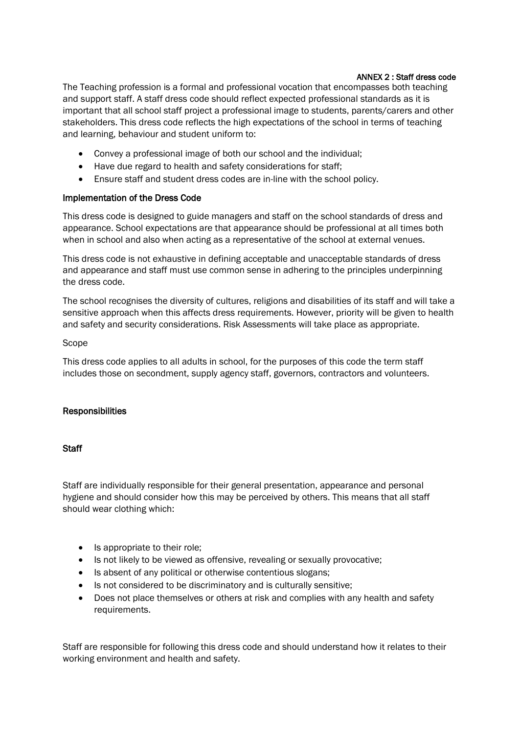## ANNEX 2 : Staff dress code

The Teaching profession is a formal and professional vocation that encompasses both teaching and support staff. A staff dress code should reflect expected professional standards as it is important that all school staff project a professional image to students, parents/carers and other stakeholders. This dress code reflects the high expectations of the school in terms of teaching and learning, behaviour and student uniform to:

- Convey a professional image of both our school and the individual;
- Have due regard to health and safety considerations for staff;
- Ensure staff and student dress codes are in-line with the school policy.

### Implementation of the Dress Code

This dress code is designed to guide managers and staff on the school standards of dress and appearance. School expectations are that appearance should be professional at all times both when in school and also when acting as a representative of the school at external venues.

This dress code is not exhaustive in defining acceptable and unacceptable standards of dress and appearance and staff must use common sense in adhering to the principles underpinning the dress code.

The school recognises the diversity of cultures, religions and disabilities of its staff and will take a sensitive approach when this affects dress requirements. However, priority will be given to health and safety and security considerations. Risk Assessments will take place as appropriate.

Scope

This dress code applies to all adults in school, for the purposes of this code the term staff includes those on secondment, supply agency staff, governors, contractors and volunteers.

### Responsibilities

#### Staff

Staff are individually responsible for their general presentation, appearance and personal hygiene and should consider how this may be perceived by others. This means that all staff should wear clothing which:

- Is appropriate to their role;
- Is not likely to be viewed as offensive, revealing or sexually provocative;
- Is absent of any political or otherwise contentious slogans;
- Is not considered to be discriminatory and is culturally sensitive;
- Does not place themselves or others at risk and complies with any health and safety requirements.

Staff are responsible for following this dress code and should understand how it relates to their working environment and health and safety.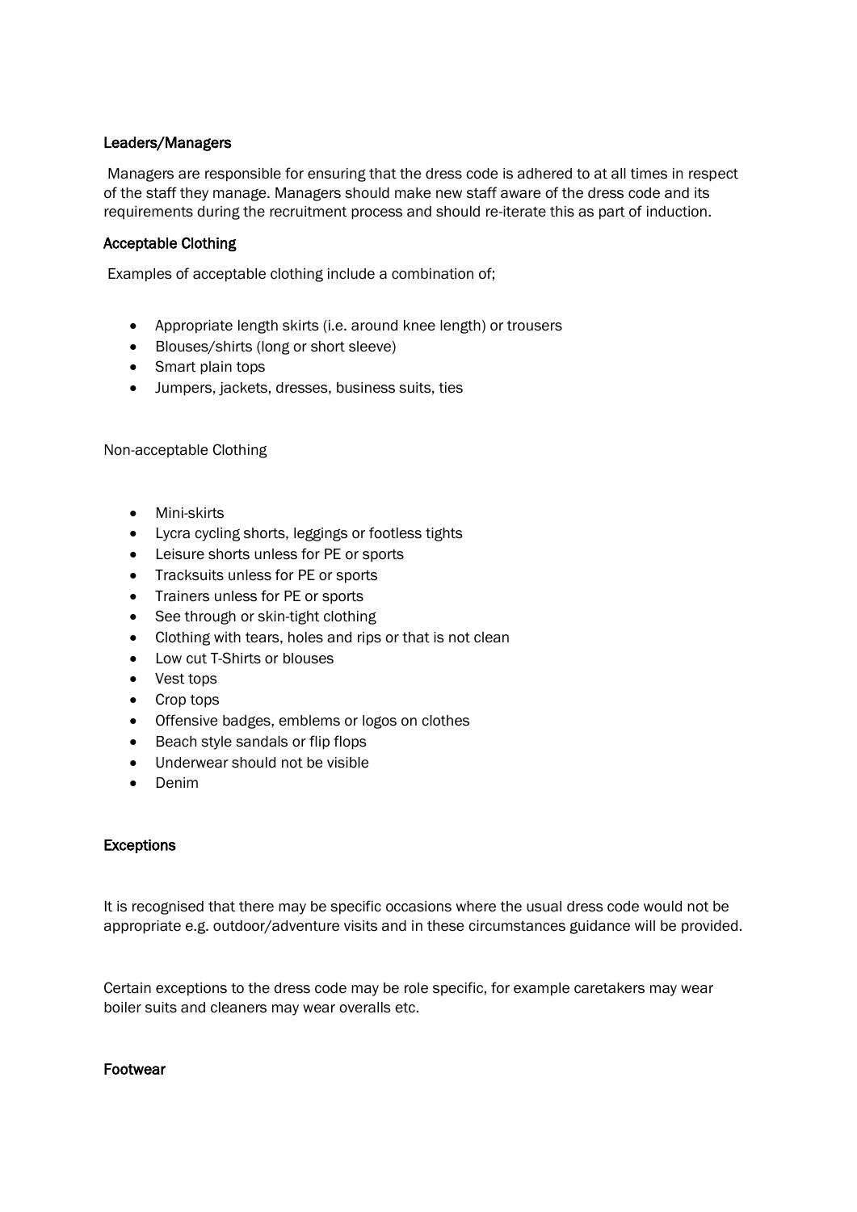### Leaders/Managers

Managers are responsible for ensuring that the dress code is adhered to at all times in respect of the staff they manage. Managers should make new staff aware of the dress code and its requirements during the recruitment process and should re-iterate this as part of induction.

### Acceptable Clothing

Examples of acceptable clothing include a combination of;

- Appropriate length skirts (i.e. around knee length) or trousers
- Blouses/shirts (long or short sleeve)
- Smart plain tops
- Jumpers, jackets, dresses, business suits, ties

Non-acceptable Clothing

- Mini-skirts
- Lycra cycling shorts, leggings or footless tights
- Leisure shorts unless for PE or sports
- Tracksuits unless for PE or sports
- Trainers unless for PE or sports
- See through or skin-tight clothing
- Clothing with tears, holes and rips or that is not clean
- Low cut T-Shirts or blouses
- Vest tops
- Crop tops
- Offensive badges, emblems or logos on clothes
- Beach style sandals or flip flops
- Underwear should not be visible
- Denim

### Exceptions

It is recognised that there may be specific occasions where the usual dress code would not be appropriate e.g. outdoor/adventure visits and in these circumstances guidance will be provided.

Certain exceptions to the dress code may be role specific, for example caretakers may wear boiler suits and cleaners may wear overalls etc.

### Footwear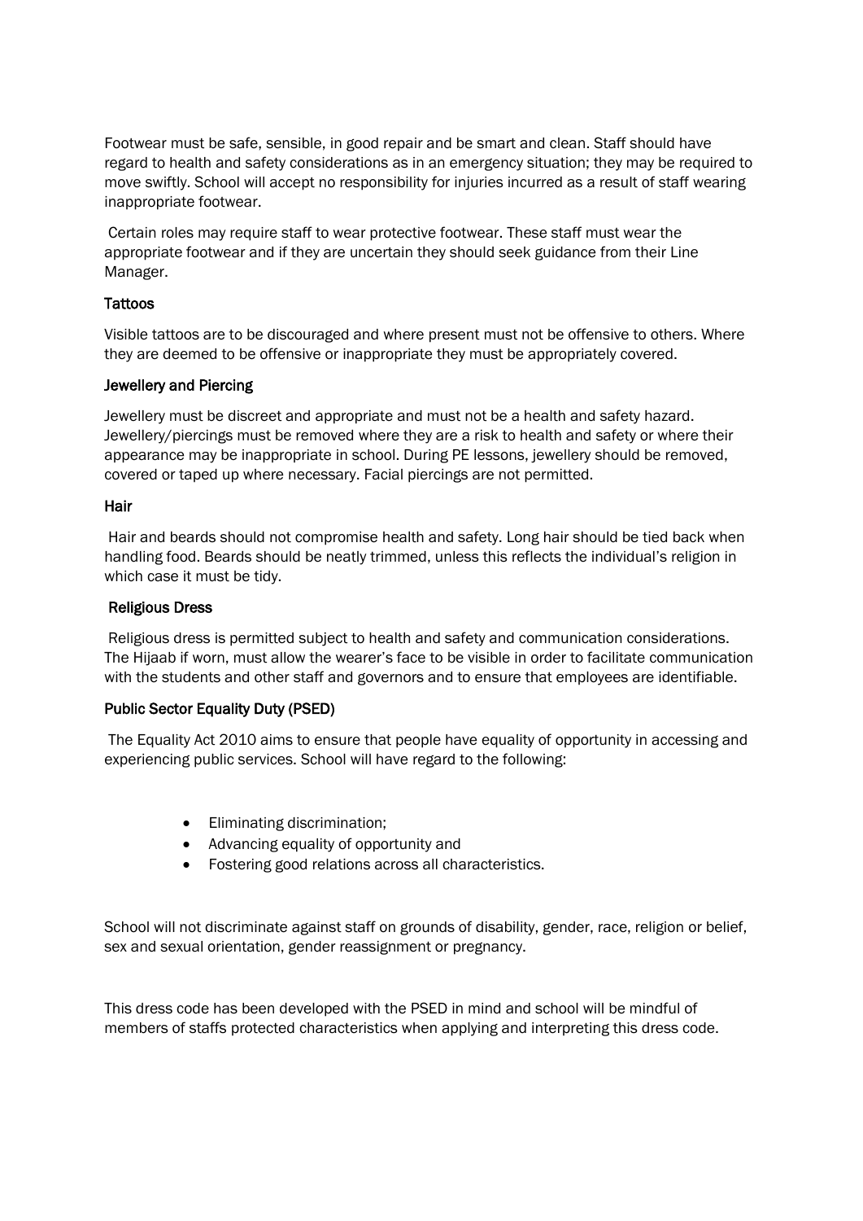Footwear must be safe, sensible, in good repair and be smart and clean. Staff should have regard to health and safety considerations as in an emergency situation; they may be required to move swiftly. School will accept no responsibility for injuries incurred as a result of staff wearing inappropriate footwear.

Certain roles may require staff to wear protective footwear. These staff must wear the appropriate footwear and if they are uncertain they should seek guidance from their Line Manager.

### Tattoos

Visible tattoos are to be discouraged and where present must not be offensive to others. Where they are deemed to be offensive or inappropriate they must be appropriately covered.

### Jewellery and Piercing

Jewellery must be discreet and appropriate and must not be a health and safety hazard. Jewellery/piercings must be removed where they are a risk to health and safety or where their appearance may be inappropriate in school. During PE lessons, jewellery should be removed, covered or taped up where necessary. Facial piercings are not permitted.

### Hair

Hair and beards should not compromise health and safety. Long hair should be tied back when handling food. Beards should be neatly trimmed, unless this reflects the individual's religion in which case it must be tidy.

### Religious Dress

Religious dress is permitted subject to health and safety and communication considerations. The Hijaab if worn, must allow the wearer's face to be visible in order to facilitate communication with the students and other staff and governors and to ensure that employees are identifiable.

### Public Sector Equality Duty (PSED)

The Equality Act 2010 aims to ensure that people have equality of opportunity in accessing and experiencing public services. School will have regard to the following:

- Eliminating discrimination;
- Advancing equality of opportunity and
- Fostering good relations across all characteristics.

School will not discriminate against staff on grounds of disability, gender, race, religion or belief, sex and sexual orientation, gender reassignment or pregnancy.

This dress code has been developed with the PSED in mind and school will be mindful of members of staffs protected characteristics when applying and interpreting this dress code.